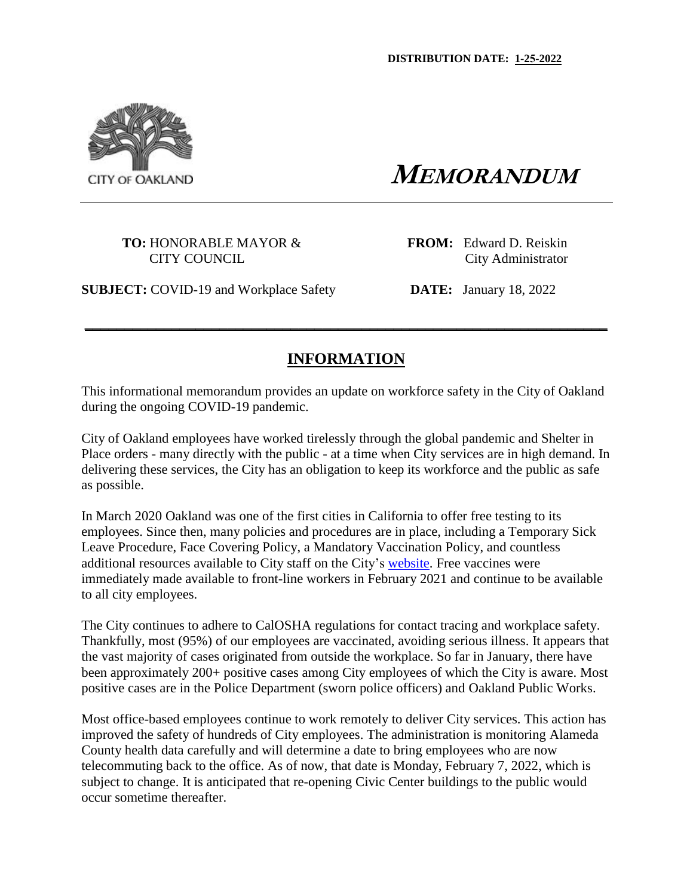**DISTRIBUTION DATE: 1-25-2022**

CITY OF OAKLAND

# *MEMORANDUM*

**TO:** HONORABLE MAYOR & CITY COUNCIL

**FROM:** Edward D. Reiskin City Administrator

**SUBJECT:** COVID-19 and Workplace Safety

**DATE:** January 18, 2022

## INFORMATION

This informational memorandum provides an update on workforce safety in the City of Oakland during the ongoing COVID-19 pandemic.

City of Oakland employees have worked tirelessly through the global pandemic and Shelter in Place orders - many directly with the public - at a time when City services are in high demand. In delivering these services, the City has an obligation to keep its workforce and the public as safe as possible.

In March 2020 Oakland was one of the first cities in California to offer free testing to its employees. Since then, many policies and procedures are in place, including a Temporary Sick Leave Procedure, Face Covering Policy, a Mandatory Vaccination Policy, and countless additional resources available to City staff on the City's website. Free vaccines were immediately made available to front-line workers in February 2021 and continue to be available to all city employees.

The City continues to adhere to CalOSHA regulations for contact tracing and workplace safety. Thankfully, most (95%) of our employees are vaccinated, avoiding serious illness. It appears that the vast majority of cases originated from outside the workplace. So far in January, there have been approximately 200+ positive cases among City employees of which the City is aware. Most positive cases are in the Police Department (sworn police officers) and Oakland Public Works.

Most office-based employees continue to work remotely to deliver City services. This action has improved the safety of hundreds of City employees. The administration is monitoring Alameda County health data carefully and will determine a date to bring employees who are now telecommuting back to the office. As of now, that date is Monday, February 7, 2022, which is subject to change. It is anticipated that re-opening Civic Center buildings to the public would occur sometime thereafter.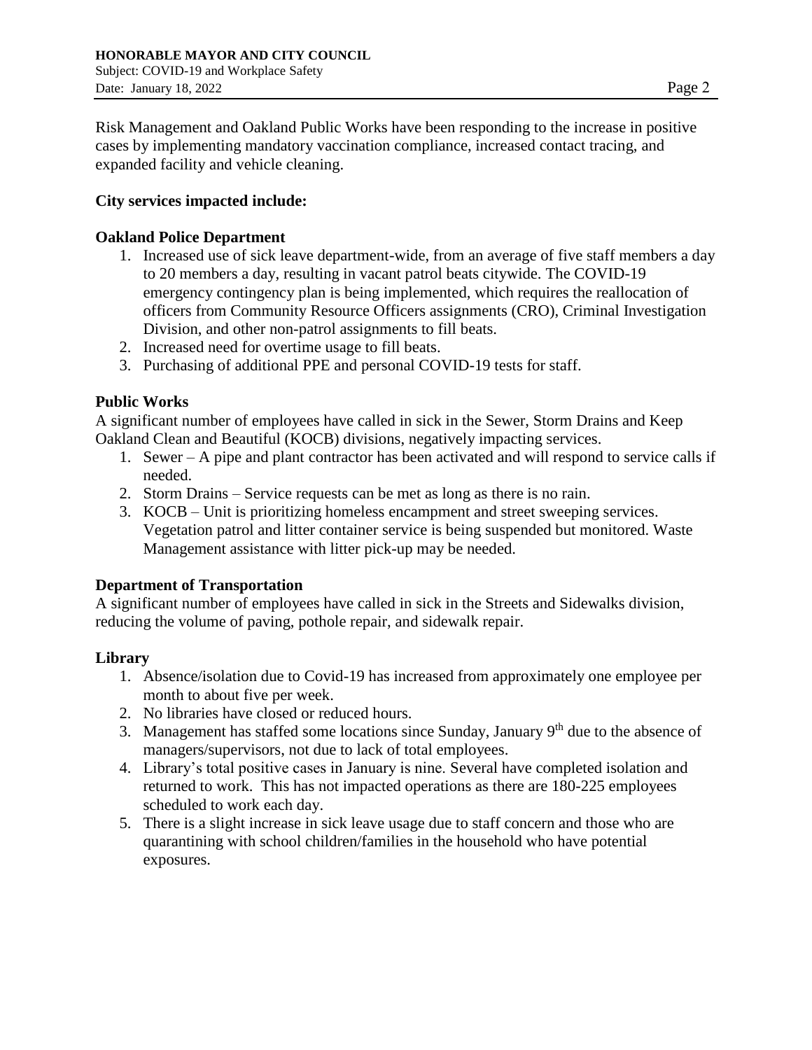Risk Management and Oakland Public Works have been responding to the increase in positive cases by implementing mandatory vaccination compliance, increased contact tracing, and expanded facility and vehicle cleaning.

**City services impacted include:**

**Oakland Police Department**

1. Increased use of sick leave department-wide, from an average of five staff members a day to 20 members a day, resulting in vacant patrol beats citywide. The COVID-19 emergency contingency plan is being implemented, which requires the reallocation of officers from Community Resource Officers assignments (CRO), Criminal Investigation Division, and other non-patrol assignments to fill beats.
2. Increased need for overtime usage to fill beats.
3. Purchasing of additional PPE and personal COVID-19 tests for staff.

**Public Works**

A significant number of employees have called in sick in the Sewer, Storm Drains and Keep Oakland Clean and Beautiful (KOCB) divisions, negatively impacting services.

1. Sewer – A pipe and plant contractor has been activated and will respond to service calls if needed.
2. Storm Drains – Service requests can be met as long as there is no rain.
3. KOCB – Unit is prioritizing homeless encampment and street sweeping services. Vegetation patrol and litter container service is being suspended but monitored. Waste Management assistance with litter pick-up may be needed.

**Department of Transportation**

A significant number of employees have called in sick in the Streets and Sidewalks division, reducing the volume of paving, pothole repair, and sidewalk repair.

**Library**

1. Absence/isolation due to Covid-19 has increased from approximately one employee per month to about five per week.
2. No libraries have closed or reduced hours.
3. Management has staffed some locations since Sunday, January 9th due to the absence of managers/supervisors, not due to lack of total employees.
4. Library's total positive cases in January is nine. Several have completed isolation and returned to work. This has not impacted operations as there are 180-225 employees scheduled to work each day.
5. There is a slight increase in sick leave usage due to staff concern and those who are quarantining with school children/families in the household who have potential exposures.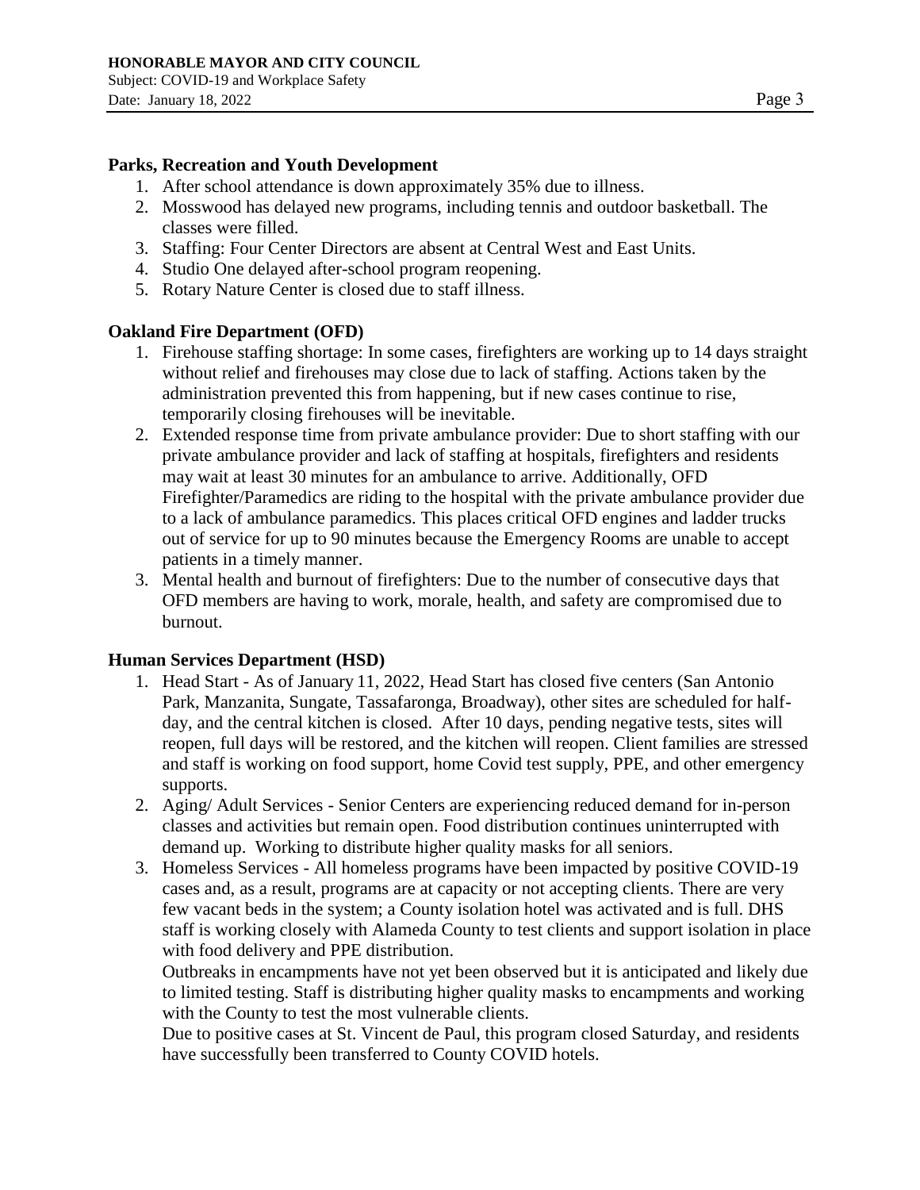**Parks, Recreation and Youth Development**

1. After school attendance is down approximately 35% due to illness.
2. Mosswood has delayed new programs, including tennis and outdoor basketball. The classes were filled.
3. Staffing: Four Center Directors are absent at Central West and East Units.
4. Studio One delayed after-school program reopening.
5. Rotary Nature Center is closed due to staff illness.

**Oakland Fire Department (OFD)**

1. Firehouse staffing shortage: In some cases, firefighters are working up to 14 days straight without relief and firehouses may close due to lack of staffing. Actions taken by the administration prevented this from happening, but if new cases continue to rise, temporarily closing firehouses will be inevitable.
2. Extended response time from private ambulance provider: Due to short staffing with our private ambulance provider and lack of staffing at hospitals, firefighters and residents may wait at least 30 minutes for an ambulance to arrive. Additionally, OFD Firefighter/Paramedics are riding to the hospital with the private ambulance provider due to a lack of ambulance paramedics. This places critical OFD engines and ladder trucks out of service for up to 90 minutes because the Emergency Rooms are unable to accept patients in a timely manner.
3. Mental health and burnout of firefighters: Due to the number of consecutive days that OFD members are having to work, morale, health, and safety are compromised due to burnout.

**Human Services Department (HSD)**

1. Head Start - As of January 11, 2022, Head Start has closed five centers (San Antonio Park, Manzanita, Sungate, Tassafaronga, Broadway), other sites are scheduled for half-day, and the central kitchen is closed. After 10 days, pending negative tests, sites will reopen, full days will be restored, and the kitchen will reopen. Client families are stressed and staff is working on food support, home Covid test supply, PPE, and other emergency supports.
2. Aging/ Adult Services - Senior Centers are experiencing reduced demand for in-person classes and activities but remain open. Food distribution continues uninterrupted with demand up. Working to distribute higher quality masks for all seniors.
3. Homeless Services - All homeless programs have been impacted by positive COVID-19 cases and, as a result, programs are at capacity or not accepting clients. There are very few vacant beds in the system; a County isolation hotel was activated and is full. DHS staff is working closely with Alameda County to test clients and support isolation in place with food delivery and PPE distribution.

   Outbreaks in encampments have not yet been observed but it is anticipated and likely due to limited testing. Staff is distributing higher quality masks to encampments and working with the County to test the most vulnerable clients.

   Due to positive cases at St. Vincent de Paul, this program closed Saturday, and residents have successfully been transferred to County COVID hotels.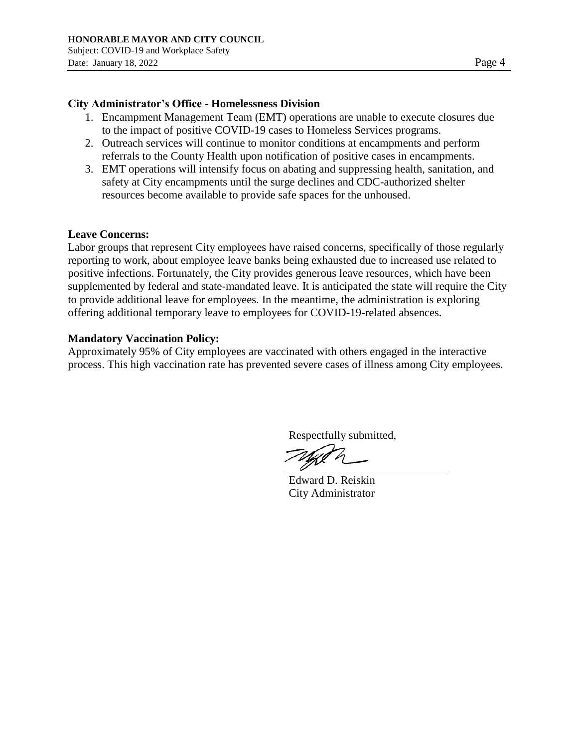**City Administrator's Office - Homelessness Division**

1. Encampment Management Team (EMT) operations are unable to execute closures due to the impact of positive COVID-19 cases to Homeless Services programs.
2. Outreach services will continue to monitor conditions at encampments and perform referrals to the County Health upon notification of positive cases in encampments.
3. EMT operations will intensify focus on abating and suppressing health, sanitation, and safety at City encampments until the surge declines and CDC-authorized shelter resources become available to provide safe spaces for the unhoused.

**Leave Concerns:**

Labor groups that represent City employees have raised concerns, specifically of those regularly reporting to work, about employee leave banks being exhausted due to increased use related to positive infections. Fortunately, the City provides generous leave resources, which have been supplemented by federal and state-mandated leave. It is anticipated the state will require the City to provide additional leave for employees. In the meantime, the administration is exploring offering additional temporary leave to employees for COVID-19-related absences.

**Mandatory Vaccination Policy:**

Approximately 95% of City employees are vaccinated with others engaged in the interactive process. This high vaccination rate has prevented severe cases of illness among City employees.

Respectfully submitted,

Edward D. Reiskin
City Administrator